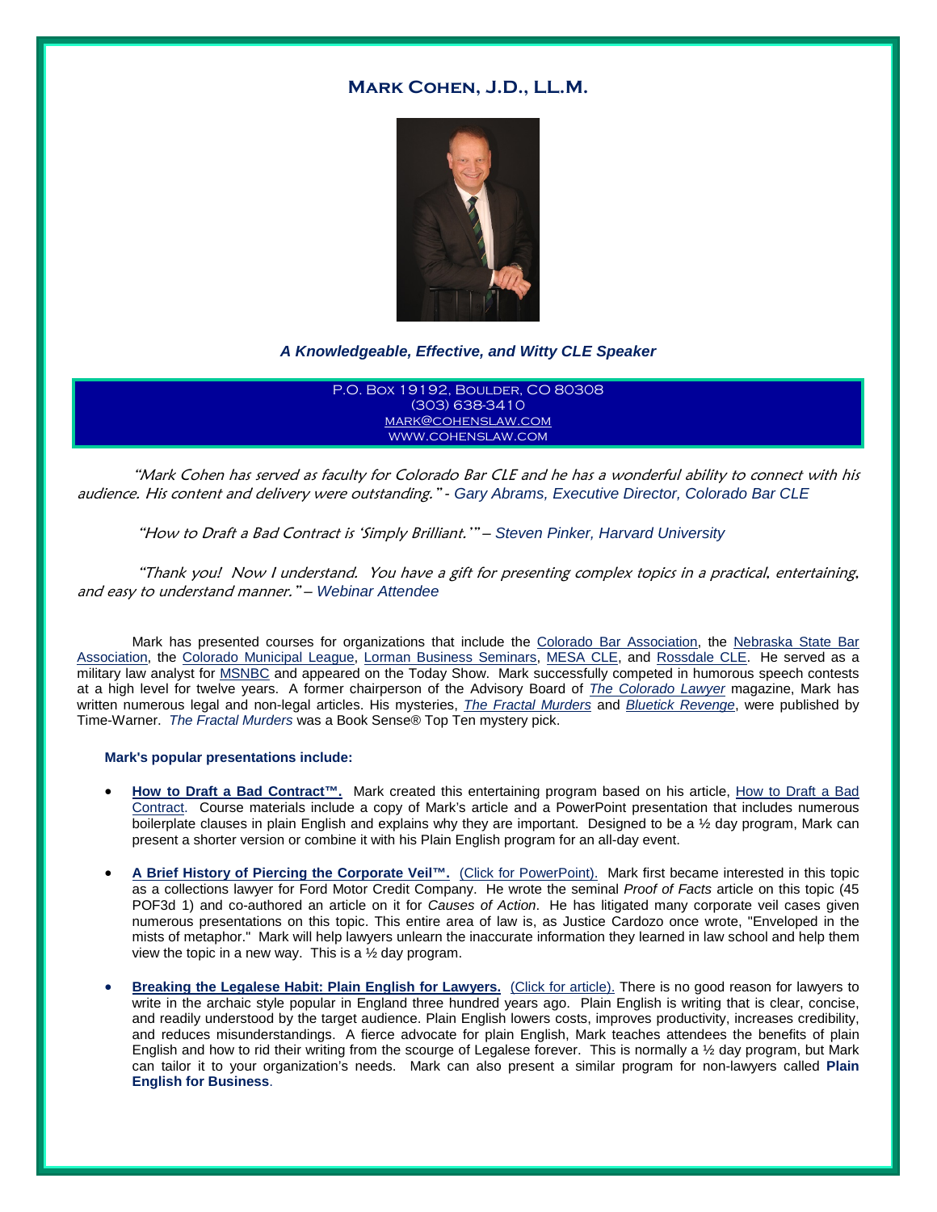# Mark Cohen, J.D., LL.M.

***A Knowledgeable, Effective, and Witty CLE Speaker***

P.O. Box 19192, Boulder, CO 80308
(303) 638-3410
mark@cohenslaw.com
www.cohenslaw.com

*"Mark Cohen has served as faculty for Colorado Bar CLE and he has a wonderful ability to connect with his audience. His content and delivery were outstanding."* - *Gary Abrams, Executive Director, Colorado Bar CLE*

*"How to Draft a Bad Contract is 'Simply Brilliant.'"* – *Steven Pinker, Harvard University*

*"Thank you! Now I understand. You have a gift for presenting complex topics in a practical, entertaining, and easy to understand manner."* – *Webinar Attendee*

Mark has presented courses for organizations that include the Colorado Bar Association, the Nebraska State Bar Association, the Colorado Municipal League, Lorman Business Seminars, MESA CLE, and Rossdale CLE. He served as a military law analyst for MSNBC and appeared on the Today Show. Mark successfully competed in humorous speech contests at a high level for twelve years. A former chairperson of the Advisory Board of *The Colorado Lawyer* magazine, Mark has written numerous legal and non-legal articles. His mysteries, *The Fractal Murders* and *Bluetick Revenge*, were published by Time-Warner. *The Fractal Murders* was a Book Sense® Top Ten mystery pick.

**Mark's popular presentations include:**

- **How to Draft a Bad Contract™.** Mark created this entertaining program based on his article, How to Draft a Bad Contract. Course materials include a copy of Mark's article and a PowerPoint presentation that includes numerous boilerplate clauses in plain English and explains why they are important. Designed to be a ½ day program, Mark can present a shorter version or combine it with his Plain English program for an all-day event.

- **A Brief History of Piercing the Corporate Veil™.** (Click for PowerPoint). Mark first became interested in this topic as a collections lawyer for Ford Motor Credit Company. He wrote the seminal *Proof of Facts* article on this topic (45 POF3d 1) and co-authored an article on it for *Causes of Action*. He has litigated many corporate veil cases given numerous presentations on this topic. This entire area of law is, as Justice Cardozo once wrote, "Enveloped in the mists of metaphor." Mark will help lawyers unlearn the inaccurate information they learned in law school and help them view the topic in a new way. This is a ½ day program.

- **Breaking the Legalese Habit: Plain English for Lawyers.** (Click for article). There is no good reason for lawyers to write in the archaic style popular in England three hundred years ago. Plain English is writing that is clear, concise, and readily understood by the target audience. Plain English lowers costs, improves productivity, increases credibility, and reduces misunderstandings. A fierce advocate for plain English, Mark teaches attendees the benefits of plain English and how to rid their writing from the scourge of Legalese forever. This is normally a ½ day program, but Mark can tailor it to your organization's needs. Mark can also present a similar program for non-lawyers called **Plain English for Business**.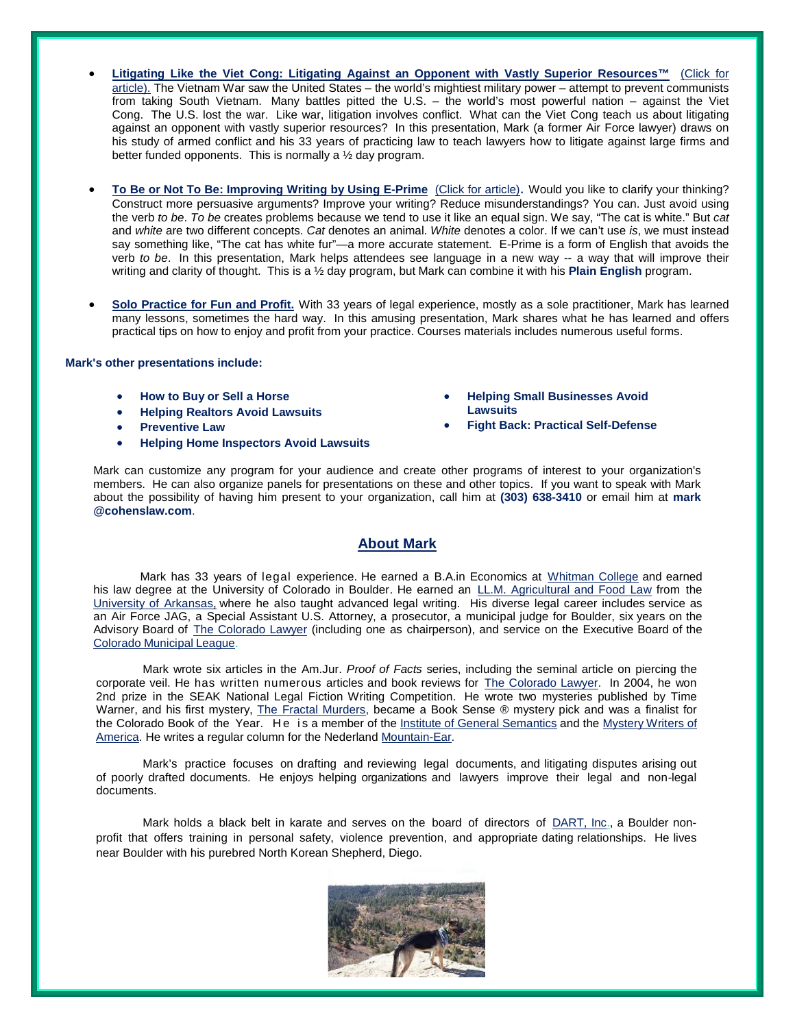- **Litigating Like the Viet Cong: Litigating Against an Opponent with Vastly Superior Resources™** (Click for article). The Vietnam War saw the United States – the world's mightiest military power – attempt to prevent communists from taking South Vietnam. Many battles pitted the U.S. – the world's most powerful nation – against the Viet Cong. The U.S. lost the war. Like war, litigation involves conflict. What can the Viet Cong teach us about litigating against an opponent with vastly superior resources? In this presentation, Mark (a former Air Force lawyer) draws on his study of armed conflict and his 33 years of practicing law to teach lawyers how to litigate against large firms and better funded opponents. This is normally a ½ day program.

- **To Be or Not To Be: Improving Writing by Using E-Prime** (Click for article). Would you like to clarify your thinking? Construct more persuasive arguments? Improve your writing? Reduce misunderstandings? You can. Just avoid using the verb *to be*. *To be* creates problems because we tend to use it like an equal sign. We say, "The cat is white." But *cat* and *white* are two different concepts. *Cat* denotes an animal. *White* denotes a color. If we can't use *is*, we must instead say something like, "The cat has white fur"—a more accurate statement. E-Prime is a form of English that avoids the verb *to be*. In this presentation, Mark helps attendees see language in a new way -- a way that will improve their writing and clarity of thought. This is a ½ day program, but Mark can combine it with his **Plain English** program.

- **Solo Practice for Fun and Profit.** With 33 years of legal experience, mostly as a sole practitioner, Mark has learned many lessons, sometimes the hard way. In this amusing presentation, Mark shares what he has learned and offers practical tips on how to enjoy and profit from your practice. Courses materials includes numerous useful forms.

**Mark's other presentations include:**

- **How to Buy or Sell a Horse**
- **Helping Realtors Avoid Lawsuits**
- **Preventive Law**
- **Helping Home Inspectors Avoid Lawsuits**
- **Helping Small Businesses Avoid Lawsuits**
- **Fight Back: Practical Self-Defense**

Mark can customize any program for your audience and create other programs of interest to your organization's members. He can also organize panels for presentations on these and other topics. If you want to speak with Mark about the possibility of having him present to your organization, call him at **(303) 638-3410** or email him at **mark @cohenslaw.com**.

## About Mark

Mark has 33 years of legal experience. He earned a B.A.in Economics at Whitman College and earned his law degree at the University of Colorado in Boulder. He earned an LL.M. Agricultural and Food Law from the University of Arkansas, where he also taught advanced legal writing. His diverse legal career includes service as an Air Force JAG, a Special Assistant U.S. Attorney, a prosecutor, a municipal judge for Boulder, six years on the Advisory Board of The Colorado Lawyer (including one as chairperson), and service on the Executive Board of the Colorado Municipal League.

Mark wrote six articles in the Am.Jur. *Proof of Facts* series, including the seminal article on piercing the corporate veil. He has written numerous articles and book reviews for The Colorado Lawyer. In 2004, he won 2nd prize in the SEAK National Legal Fiction Writing Competition. He wrote two mysteries published by Time Warner, and his first mystery, The Fractal Murders, became a Book Sense ® mystery pick and was a finalist for the Colorado Book of the Year. He is a member of the Institute of General Semantics and the Mystery Writers of America. He writes a regular column for the Nederland Mountain-Ear.

Mark's practice focuses on drafting and reviewing legal documents, and litigating disputes arising out of poorly drafted documents. He enjoys helping organizations and lawyers improve their legal and non-legal documents.

Mark holds a black belt in karate and serves on the board of directors of DART, Inc., a Boulder non-profit that offers training in personal safety, violence prevention, and appropriate dating relationships. He lives near Boulder with his purebred North Korean Shepherd, Diego.